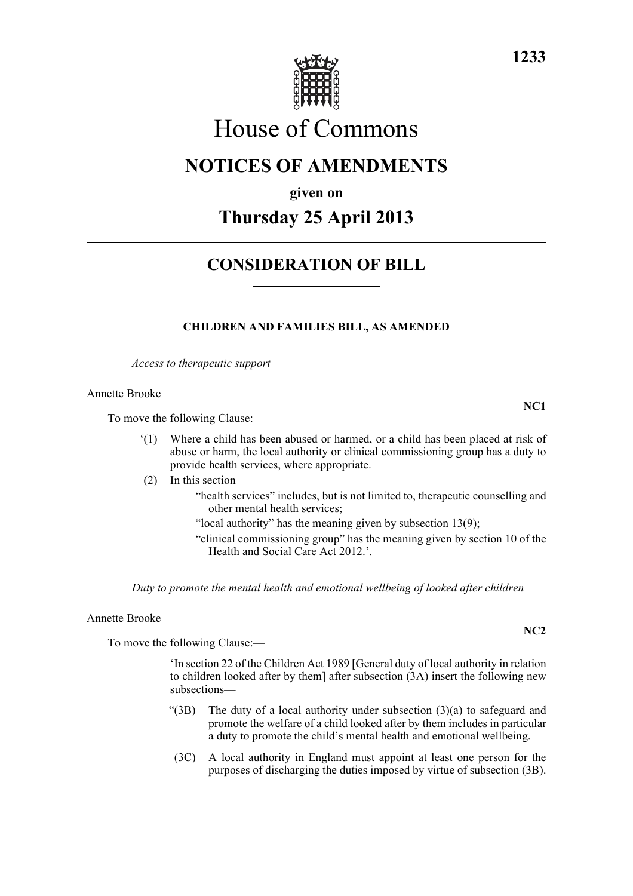# House of Commons

## NOTICES OF AMENDMENTS

**given on**

## Thursday 25 April 2013

## CONSIDERATION OF BILL

### CHILDREN AND FAMILIES BILL, AS AMENDED

*Access to therapeutic support*

Annette Brooke

**NC1**

To move the following Clause:—

'(1) Where a child has been abused or harmed, or a child has been placed at risk of abuse or harm, the local authority or clinical commissioning group has a duty to provide health services, where appropriate.

(2) In this section—

"health services" includes, but is not limited to, therapeutic counselling and other mental health services;

"local authority" has the meaning given by subsection 13(9);

"clinical commissioning group" has the meaning given by section 10 of the Health and Social Care Act 2012.'.

*Duty to promote the mental health and emotional wellbeing of looked after children*

Annette Brooke

**NC2**

To move the following Clause:—

'In section 22 of the Children Act 1989 [General duty of local authority in relation to children looked after by them] after subsection (3A) insert the following new subsections—

"(3B) The duty of a local authority under subsection (3)(a) to safeguard and promote the welfare of a child looked after by them includes in particular a duty to promote the child's mental health and emotional wellbeing.

(3C) A local authority in England must appoint at least one person for the purposes of discharging the duties imposed by virtue of subsection (3B).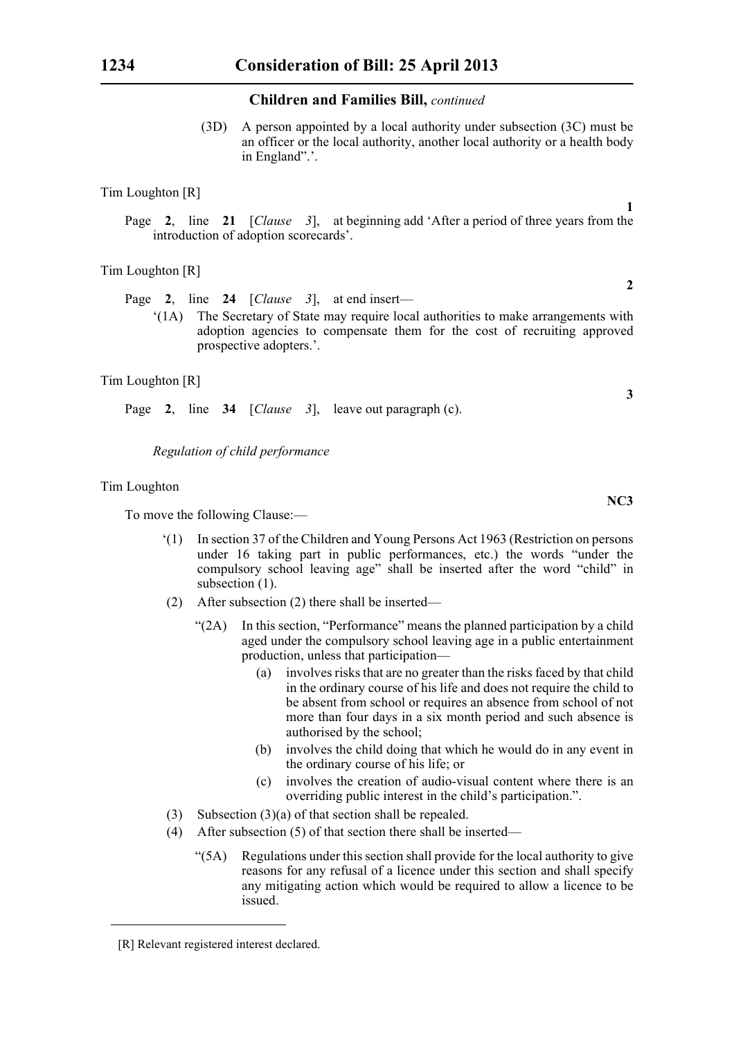## Children and Families Bill, *continued*

(3D) A person appointed by a local authority under subsection (3C) must be an officer or the local authority, another local authority or a health body in England".'.

Tim Loughton [R]

**1**

Page **2**, line **21** [*Clause 3*], at beginning add 'After a period of three years from the introduction of adoption scorecards'.

Tim Loughton [R]

**2**

Page **2**, line **24** [*Clause 3*], at end insert—

'(1A) The Secretary of State may require local authorities to make arrangements with adoption agencies to compensate them for the cost of recruiting approved prospective adopters.'.

Tim Loughton [R]

**3**

Page **2**, line **34** [*Clause 3*], leave out paragraph (c).

*Regulation of child performance*

Tim Loughton

**NC3**

To move the following Clause:—

'(1) In section 37 of the Children and Young Persons Act 1963 (Restriction on persons under 16 taking part in public performances, etc.) the words "under the compulsory school leaving age" shall be inserted after the word "child" in subsection (1).

(2) After subsection (2) there shall be inserted—

"(2A) In this section, "Performance" means the planned participation by a child aged under the compulsory school leaving age in a public entertainment production, unless that participation—

(a) involves risks that are no greater than the risks faced by that child in the ordinary course of his life and does not require the child to be absent from school or requires an absence from school of not more than four days in a six month period and such absence is authorised by the school;

(b) involves the child doing that which he would do in any event in the ordinary course of his life; or

(c) involves the creation of audio-visual content where there is an overriding public interest in the child's participation.".

(3) Subsection (3)(a) of that section shall be repealed.

(4) After subsection (5) of that section there shall be inserted—

"(5A) Regulations under this section shall provide for the local authority to give reasons for any refusal of a licence under this section and shall specify any mitigating action which would be required to allow a licence to be issued.

---

[R] Relevant registered interest declared.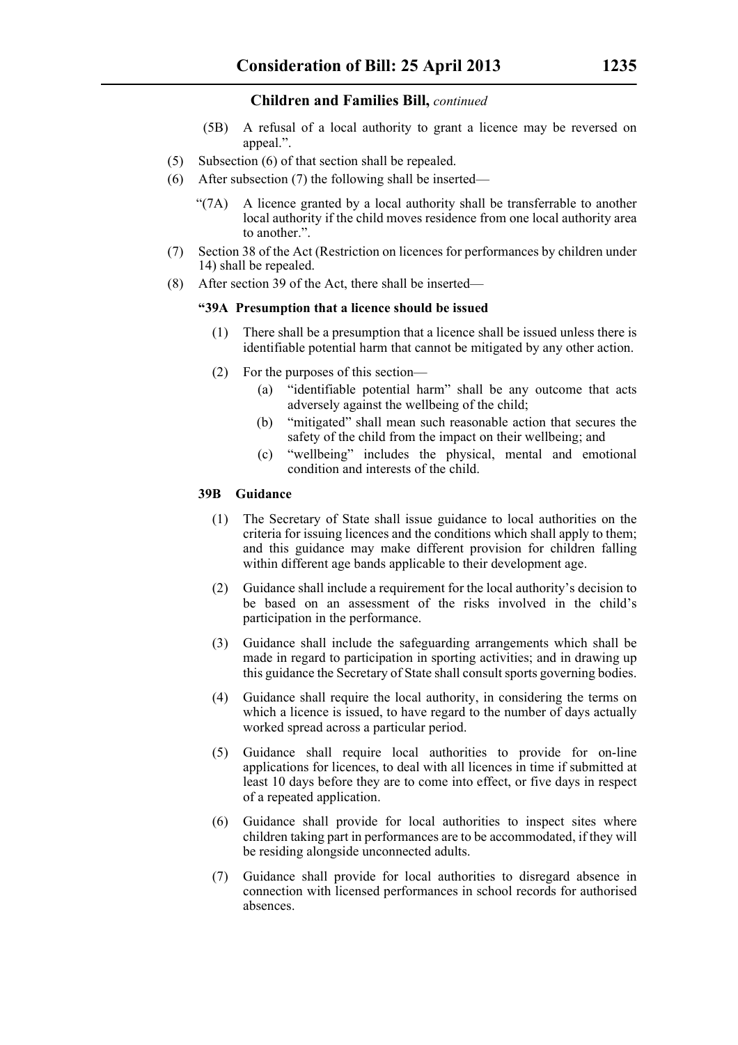(5B) A refusal of a local authority to grant a licence may be reversed on appeal.".

(5) Subsection (6) of that section shall be repealed.

(6) After subsection (7) the following shall be inserted—

"(7A) A licence granted by a local authority shall be transferrable to another local authority if the child moves residence from one local authority area to another.".

(7) Section 38 of the Act (Restriction on licences for performances by children under 14) shall be repealed.

(8) After section 39 of the Act, there shall be inserted—

**"39A Presumption that a licence should be issued**

(1) There shall be a presumption that a licence shall be issued unless there is identifiable potential harm that cannot be mitigated by any other action.

(2) For the purposes of this section—

(a) "identifiable potential harm" shall be any outcome that acts adversely against the wellbeing of the child;

(b) "mitigated" shall mean such reasonable action that secures the safety of the child from the impact on their wellbeing; and

(c) "wellbeing" includes the physical, mental and emotional condition and interests of the child.

**39B Guidance**

(1) The Secretary of State shall issue guidance to local authorities on the criteria for issuing licences and the conditions which shall apply to them; and this guidance may make different provision for children falling within different age bands applicable to their development age.

(2) Guidance shall include a requirement for the local authority's decision to be based on an assessment of the risks involved in the child's participation in the performance.

(3) Guidance shall include the safeguarding arrangements which shall be made in regard to participation in sporting activities; and in drawing up this guidance the Secretary of State shall consult sports governing bodies.

(4) Guidance shall require the local authority, in considering the terms on which a licence is issued, to have regard to the number of days actually worked spread across a particular period.

(5) Guidance shall require local authorities to provide for on-line applications for licences, to deal with all licences in time if submitted at least 10 days before they are to come into effect, or five days in respect of a repeated application.

(6) Guidance shall provide for local authorities to inspect sites where children taking part in performances are to be accommodated, if they will be residing alongside unconnected adults.

(7) Guidance shall provide for local authorities to disregard absence in connection with licensed performances in school records for authorised absences.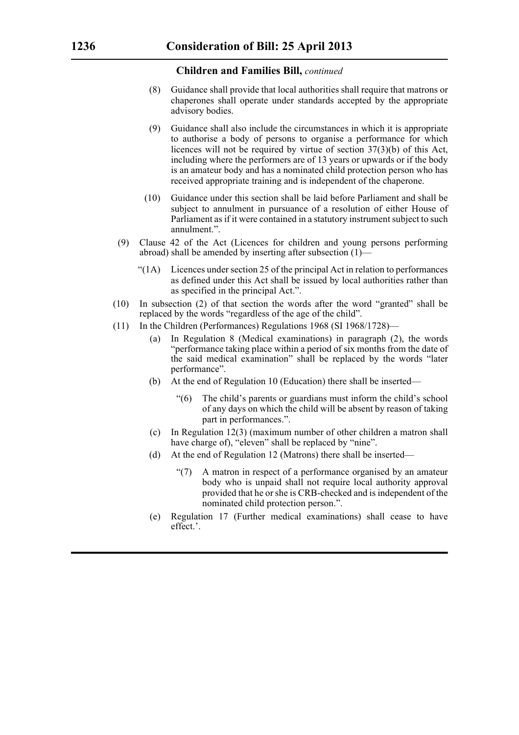**Children and Families Bill,** *continued*

(8) Guidance shall provide that local authorities shall require that matrons or chaperones shall operate under standards accepted by the appropriate advisory bodies.

(9) Guidance shall also include the circumstances in which it is appropriate to authorise a body of persons to organise a performance for which licences will not be required by virtue of section 37(3)(b) of this Act, including where the performers are of 13 years or upwards or if the body is an amateur body and has a nominated child protection person who has received appropriate training and is independent of the chaperone.

(10) Guidance under this section shall be laid before Parliament and shall be subject to annulment in pursuance of a resolution of either House of Parliament as if it were contained in a statutory instrument subject to such annulment.".

(9) Clause 42 of the Act (Licences for children and young persons performing abroad) shall be amended by inserting after subsection (1)—

"(1A) Licences under section 25 of the principal Act in relation to performances as defined under this Act shall be issued by local authorities rather than as specified in the principal Act.".

(10) In subsection (2) of that section the words after the word "granted" shall be replaced by the words "regardless of the age of the child".

(11) In the Children (Performances) Regulations 1968 (SI 1968/1728)—

(a) In Regulation 8 (Medical examinations) in paragraph (2), the words "performance taking place within a period of six months from the date of the said medical examination" shall be replaced by the words "later performance".

(b) At the end of Regulation 10 (Education) there shall be inserted—

"(6) The child's parents or guardians must inform the child's school of any days on which the child will be absent by reason of taking part in performances.".

(c) In Regulation 12(3) (maximum number of other children a matron shall have charge of), "eleven" shall be replaced by "nine".

(d) At the end of Regulation 12 (Matrons) there shall be inserted—

"(7) A matron in respect of a performance organised by an amateur body who is unpaid shall not require local authority approval provided that he or she is CRB-checked and is independent of the nominated child protection person.".

(e) Regulation 17 (Further medical examinations) shall cease to have effect.'.